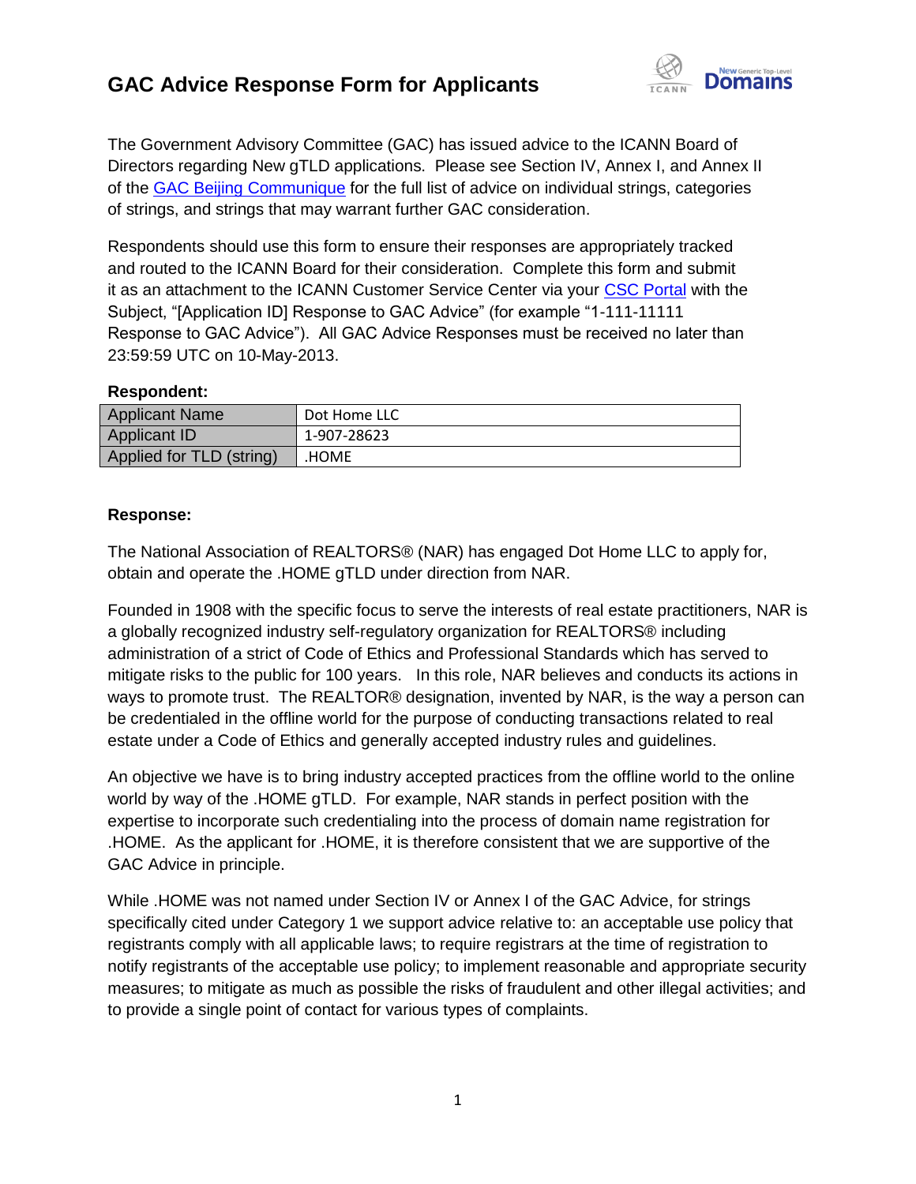# GAC Advice Response Form for Applicants

The Government Advisory Committee (GAC) has issued advice to the ICANN Board of Directors regarding New gTLD applications. Please see Section IV, Annex I, and Annex II of the GAC Beijing Communique for the full list of advice on individual strings, categories of strings, and strings that may warrant further GAC consideration.

Respondents should use this form to ensure their responses are appropriately tracked and routed to the ICANN Board for their consideration. Complete this form and submit it as an attachment to the ICANN Customer Service Center via your CSC Portal with the Subject, "[Application ID] Response to GAC Advice" (for example "1-111-11111 Response to GAC Advice"). All GAC Advice Responses must be received no later than 23:59:59 UTC on 10-May-2013.

**Respondent:**

| Applicant Name | Dot Home LLC |
|---|---|
| Applicant ID | 1-907-28623 |
| Applied for TLD (string) | .HOME |

**Response:**

The National Association of REALTORS® (NAR) has engaged Dot Home LLC to apply for, obtain and operate the .HOME gTLD under direction from NAR.

Founded in 1908 with the specific focus to serve the interests of real estate practitioners, NAR is a globally recognized industry self-regulatory organization for REALTORS® including administration of a strict of Code of Ethics and Professional Standards which has served to mitigate risks to the public for 100 years. In this role, NAR believes and conducts its actions in ways to promote trust. The REALTOR® designation, invented by NAR, is the way a person can be credentialed in the offline world for the purpose of conducting transactions related to real estate under a Code of Ethics and generally accepted industry rules and guidelines.

An objective we have is to bring industry accepted practices from the offline world to the online world by way of the .HOME gTLD. For example, NAR stands in perfect position with the expertise to incorporate such credentialing into the process of domain name registration for .HOME. As the applicant for .HOME, it is therefore consistent that we are supportive of the GAC Advice in principle.

While .HOME was not named under Section IV or Annex I of the GAC Advice, for strings specifically cited under Category 1 we support advice relative to: an acceptable use policy that registrants comply with all applicable laws; to require registrars at the time of registration to notify registrants of the acceptable use policy; to implement reasonable and appropriate security measures; to mitigate as much as possible the risks of fraudulent and other illegal activities; and to provide a single point of contact for various types of complaints.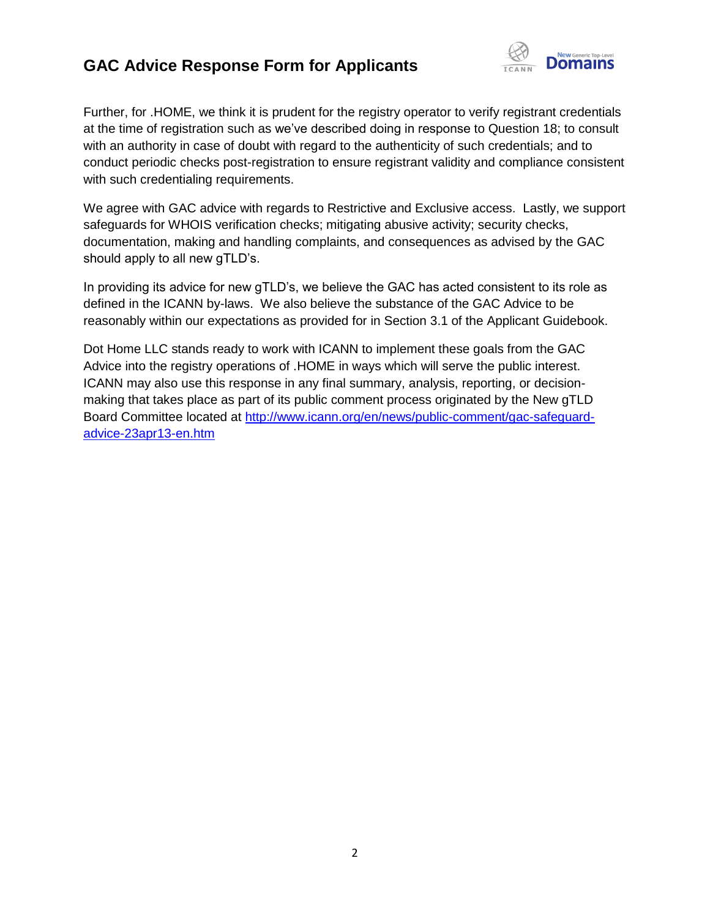Further, for .HOME, we think it is prudent for the registry operator to verify registrant credentials at the time of registration such as we've described doing in response to Question 18; to consult with an authority in case of doubt with regard to the authenticity of such credentials; and to conduct periodic checks post-registration to ensure registrant validity and compliance consistent with such credentialing requirements.

We agree with GAC advice with regards to Restrictive and Exclusive access. Lastly, we support safeguards for WHOIS verification checks; mitigating abusive activity; security checks, documentation, making and handling complaints, and consequences as advised by the GAC should apply to all new gTLD's.

In providing its advice for new gTLD's, we believe the GAC has acted consistent to its role as defined in the ICANN by-laws. We also believe the substance of the GAC Advice to be reasonably within our expectations as provided for in Section 3.1 of the Applicant Guidebook.

Dot Home LLC stands ready to work with ICANN to implement these goals from the GAC Advice into the registry operations of .HOME in ways which will serve the public interest. ICANN may also use this response in any final summary, analysis, reporting, or decision-making that takes place as part of its public comment process originated by the New gTLD Board Committee located at [http://www.icann.org/en/news/public-comment/gac-safeguard-advice-23apr13-en.htm](http://www.icann.org/en/news/public-comment/gac-safeguard-advice-23apr13-en.htm)